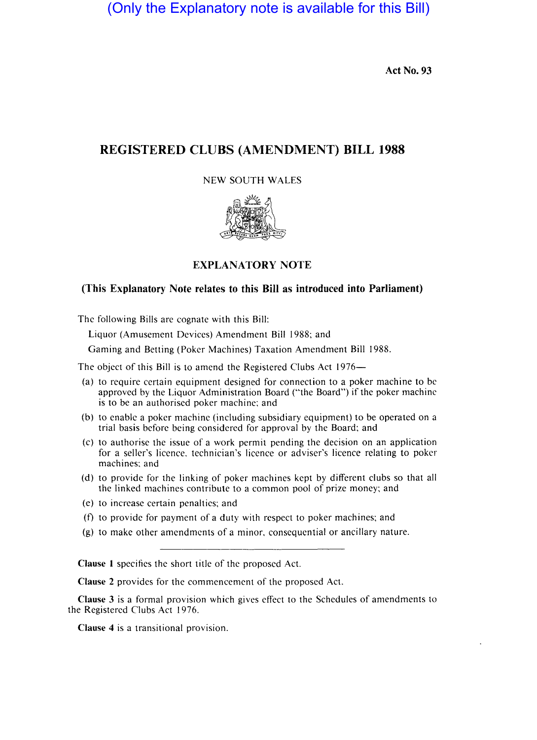(Only the Explanatory note is available for this Bill)

**Act No. 93**

# REGISTERED CLUBS (AMENDMENT) BILL 1988

NEW SOUTH WALES

## EXPLANATORY NOTE

### (This Explanatory Note relates to this Bill as introduced into Parliament)

The following Bills are cognate with this Bill:

Liquor (Amusement Devices) Amendment Bill 1988; and

Gaming and Betting (Poker Machines) Taxation Amendment Bill 1988.

The object of this Bill is to amend the Registered Clubs Act 1976—

(a) to require certain equipment designed for connection to a poker machine to be approved by the Liquor Administration Board ("the Board") if the poker machine is to be an authorised poker machine; and

(b) to enable a poker machine (including subsidiary equipment) to be operated on a trial basis before being considered for approval by the Board; and

(c) to authorise the issue of a work permit pending the decision on an application for a seller's licence, technician's licence or adviser's licence relating to poker machines; and

(d) to provide for the linking of poker machines kept by different clubs so that all the linked machines contribute to a common pool of prize money; and

(e) to increase certain penalties; and

(f) to provide for payment of a duty with respect to poker machines; and

(g) to make other amendments of a minor, consequential or ancillary nature.

---

**Clause 1** specifies the short title of the proposed Act.

**Clause 2** provides for the commencement of the proposed Act.

**Clause 3** is a formal provision which gives effect to the Schedules of amendments to the Registered Clubs Act 1976.

**Clause 4** is a transitional provision.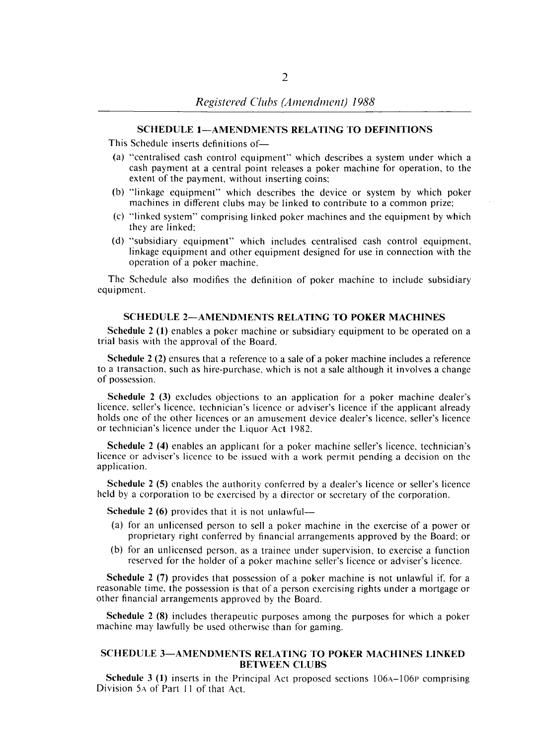## SCHEDULE 1—AMENDMENTS RELATING TO DEFINITIONS

This Schedule inserts definitions of—

(a) "centralised cash control equipment" which describes a system under which a cash payment at a central point releases a poker machine for operation, to the extent of the payment, without inserting coins;

(b) "linkage equipment" which describes the device or system by which poker machines in different clubs may be linked to contribute to a common prize;

(c) "linked system" comprising linked poker machines and the equipment by which they are linked;

(d) "subsidiary equipment" which includes centralised cash control equipment, linkage equipment and other equipment designed for use in connection with the operation of a poker machine.

The Schedule also modifies the definition of poker machine to include subsidiary equipment.

## SCHEDULE 2—AMENDMENTS RELATING TO POKER MACHINES

**Schedule 2 (1)** enables a poker machine or subsidiary equipment to be operated on a trial basis with the approval of the Board.

**Schedule 2 (2)** ensures that a reference to a sale of a poker machine includes a reference to a transaction, such as hire-purchase, which is not a sale although it involves a change of possession.

**Schedule 2 (3)** excludes objections to an application for a poker machine dealer's licence, seller's licence, technician's licence or adviser's licence if the applicant already holds one of the other licences or an amusement device dealer's licence, seller's licence or technician's licence under the Liquor Act 1982.

**Schedule 2 (4)** enables an applicant for a poker machine seller's licence, technician's licence or adviser's licence to be issued with a work permit pending a decision on the application.

**Schedule 2 (5)** enables the authority conferred by a dealer's licence or seller's licence held by a corporation to be exercised by a director or secretary of the corporation.

**Schedule 2 (6)** provides that it is not unlawful—

(a) for an unlicensed person to sell a poker machine in the exercise of a power or proprietary right conferred by financial arrangements approved by the Board; or

(b) for an unlicensed person, as a trainee under supervision, to exercise a function reserved for the holder of a poker machine seller's licence or adviser's licence.

**Schedule 2 (7)** provides that possession of a poker machine is not unlawful if, for a reasonable time, the possession is that of a person exercising rights under a mortgage or other financial arrangements approved by the Board.

**Schedule 2 (8)** includes therapeutic purposes among the purposes for which a poker machine may lawfully be used otherwise than for gaming.

## SCHEDULE 3—AMENDMENTS RELATING TO POKER MACHINES LINKED BETWEEN CLUBS

**Schedule 3 (1)** inserts in the Principal Act proposed sections 106A–106P comprising Division 5A of Part 11 of that Act.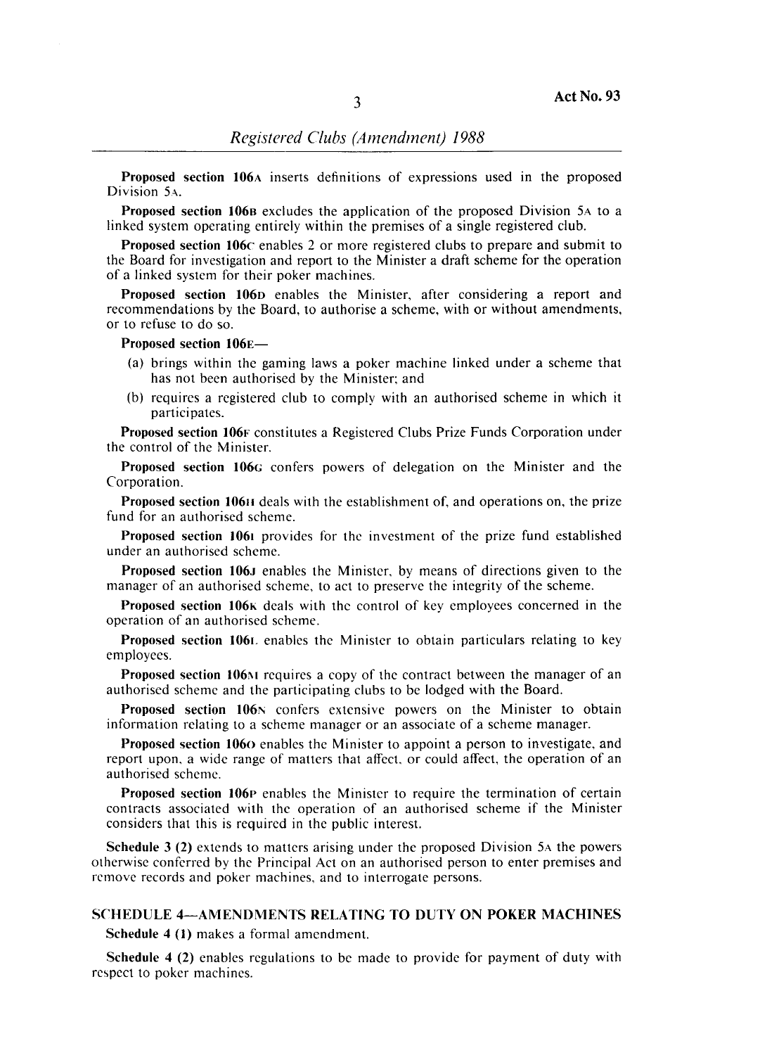**Proposed section 106A** inserts definitions of expressions used in the proposed Division 5A.

**Proposed section 106B** excludes the application of the proposed Division 5A to a linked system operating entirely within the premises of a single registered club.

**Proposed section 106C** enables 2 or more registered clubs to prepare and submit to the Board for investigation and report to the Minister a draft scheme for the operation of a linked system for their poker machines.

**Proposed section 106D** enables the Minister, after considering a report and recommendations by the Board, to authorise a scheme, with or without amendments, or to refuse to do so.

**Proposed section 106E**—

- (a) brings within the gaming laws a poker machine linked under a scheme that has not been authorised by the Minister; and
- (b) requires a registered club to comply with an authorised scheme in which it participates.

**Proposed section 106F** constitutes a Registered Clubs Prize Funds Corporation under the control of the Minister.

**Proposed section 106G** confers powers of delegation on the Minister and the Corporation.

**Proposed section 106H** deals with the establishment of, and operations on, the prize fund for an authorised scheme.

**Proposed section 106I** provides for the investment of the prize fund established under an authorised scheme.

**Proposed section 106J** enables the Minister, by means of directions given to the manager of an authorised scheme, to act to preserve the integrity of the scheme.

**Proposed section 106K** deals with the control of key employees concerned in the operation of an authorised scheme.

**Proposed section 106L** enables the Minister to obtain particulars relating to key employees.

**Proposed section 106M** requires a copy of the contract between the manager of an authorised scheme and the participating clubs to be lodged with the Board.

**Proposed section 106N** confers extensive powers on the Minister to obtain information relating to a scheme manager or an associate of a scheme manager.

**Proposed section 106O** enables the Minister to appoint a person to investigate, and report upon, a wide range of matters that affect, or could affect, the operation of an authorised scheme.

**Proposed section 106P** enables the Minister to require the termination of certain contracts associated with the operation of an authorised scheme if the Minister considers that this is required in the public interest.

**Schedule 3 (2)** extends to matters arising under the proposed Division 5A the powers otherwise conferred by the Principal Act on an authorised person to enter premises and remove records and poker machines, and to interrogate persons.

## SCHEDULE 4—AMENDMENTS RELATING TO DUTY ON POKER MACHINES

**Schedule 4 (1)** makes a formal amendment.

**Schedule 4 (2)** enables regulations to be made to provide for payment of duty with respect to poker machines.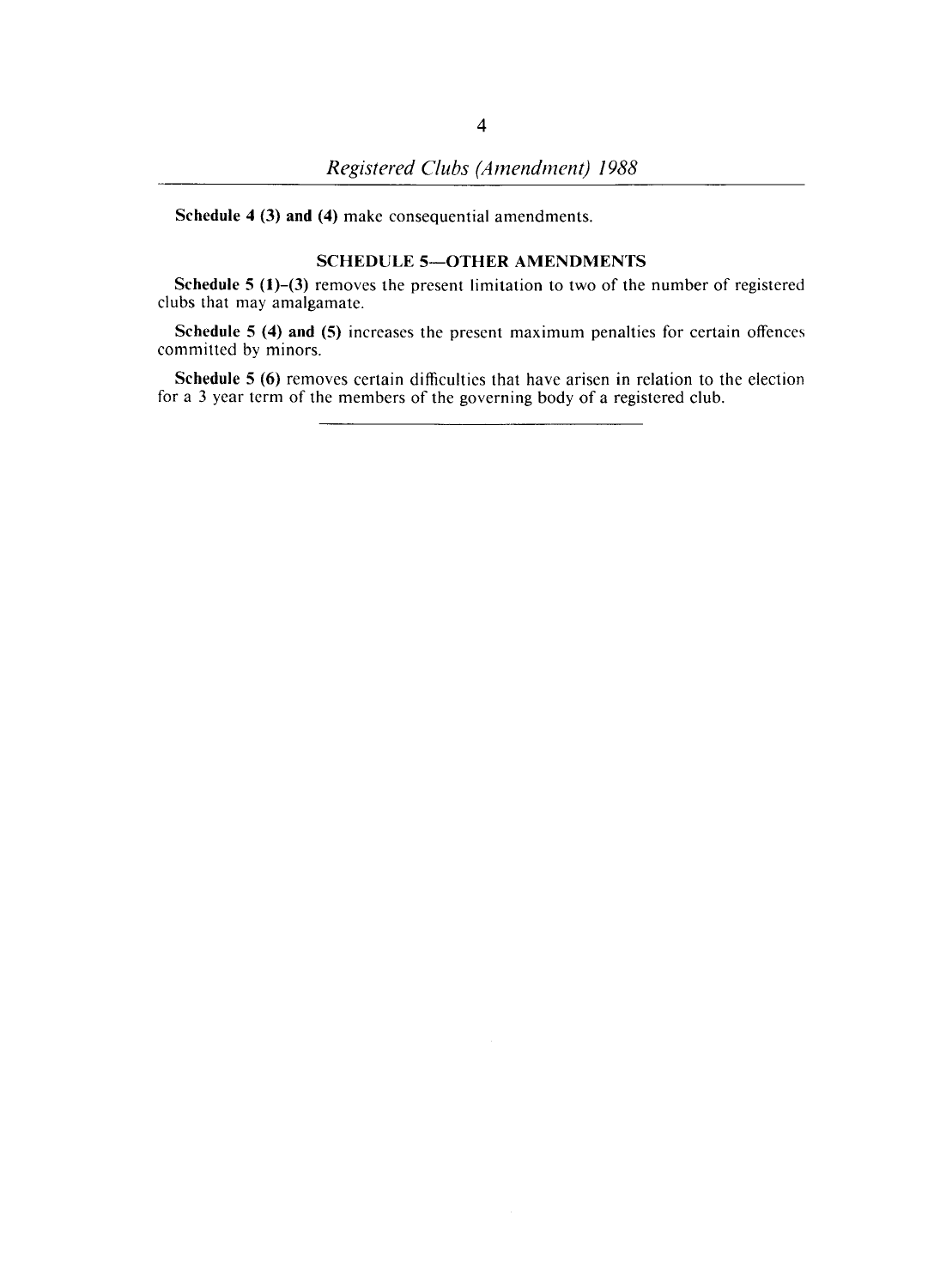**Schedule 4 (3) and (4)** make consequential amendments.

## SCHEDULE 5—OTHER AMENDMENTS

**Schedule 5 (1)–(3)** removes the present limitation to two of the number of registered clubs that may amalgamate.

**Schedule 5 (4) and (5)** increases the present maximum penalties for certain offences committed by minors.

**Schedule 5 (6)** removes certain difficulties that have arisen in relation to the election for a 3 year term of the members of the governing body of a registered club.